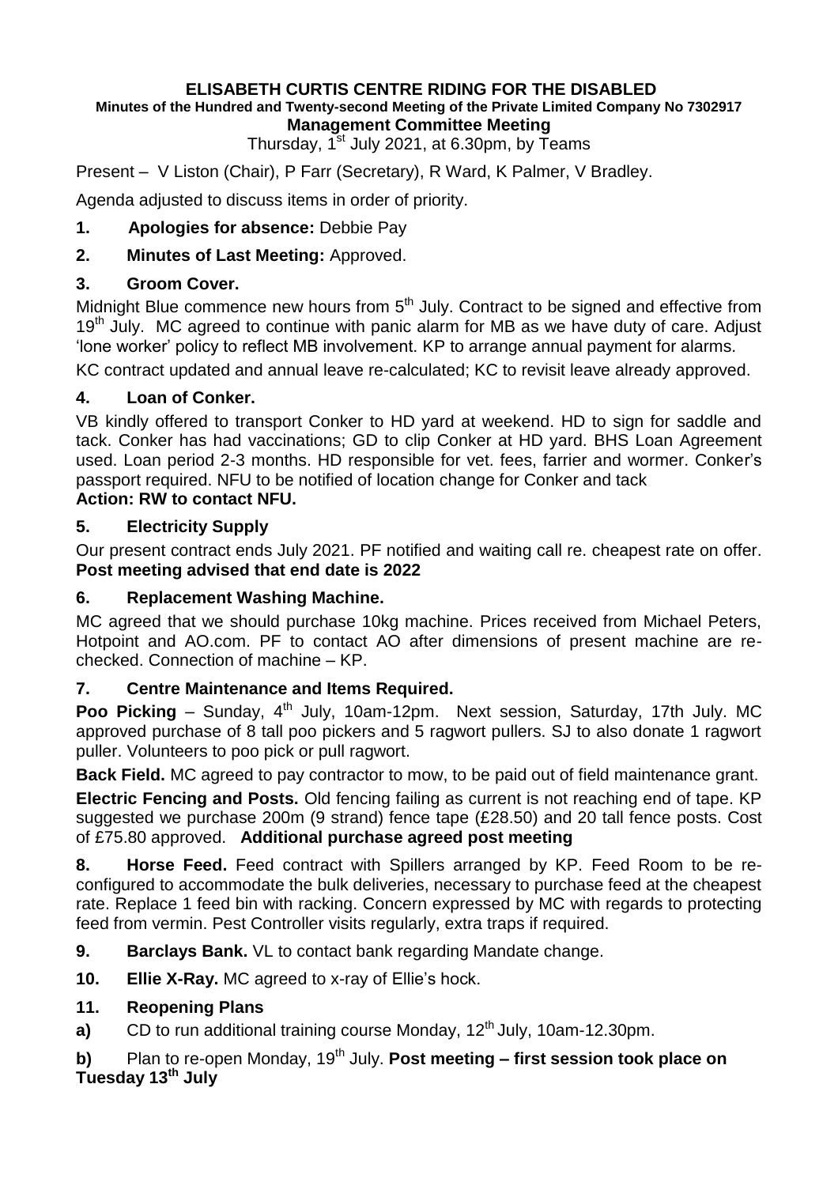# ELISABETH CURTIS CENTRE RIDING FOR THE DISABLED

**Minutes of the Hundred and Twenty-second Meeting of the Private Limited Company No 7302917**

**Management Committee Meeting**

Thursday, 1st July 2021, at 6.30pm, by Teams

Present – V Liston (Chair), P Farr (Secretary), R Ward, K Palmer, V Bradley.

Agenda adjusted to discuss items in order of priority.

**1. Apologies for absence:** Debbie Pay

**2. Minutes of Last Meeting:** Approved.

**3. Groom Cover.**

Midnight Blue commence new hours from 5th July. Contract to be signed and effective from 19th July. MC agreed to continue with panic alarm for MB as we have duty of care. Adjust 'lone worker' policy to reflect MB involvement. KP to arrange annual payment for alarms.

KC contract updated and annual leave re-calculated; KC to revisit leave already approved.

**4. Loan of Conker.**

VB kindly offered to transport Conker to HD yard at weekend. HD to sign for saddle and tack. Conker has had vaccinations; GD to clip Conker at HD yard. BHS Loan Agreement used. Loan period 2-3 months. HD responsible for vet. fees, farrier and wormer. Conker's passport required. NFU to be notified of location change for Conker and tack

**Action: RW to contact NFU.**

**5. Electricity Supply**

Our present contract ends July 2021. PF notified and waiting call re. cheapest rate on offer. **Post meeting advised that end date is 2022**

**6. Replacement Washing Machine.**

MC agreed that we should purchase 10kg machine. Prices received from Michael Peters, Hotpoint and AO.com. PF to contact AO after dimensions of present machine are re-checked. Connection of machine – KP.

**7. Centre Maintenance and Items Required.**

**Poo Picking** – Sunday, 4th July, 10am-12pm. Next session, Saturday, 17th July. MC approved purchase of 8 tall poo pickers and 5 ragwort pullers. SJ to also donate 1 ragwort puller. Volunteers to poo pick or pull ragwort.

**Back Field.** MC agreed to pay contractor to mow, to be paid out of field maintenance grant.

**Electric Fencing and Posts.** Old fencing failing as current is not reaching end of tape. KP suggested we purchase 200m (9 strand) fence tape (£28.50) and 20 tall fence posts. Cost of £75.80 approved. **Additional purchase agreed post meeting**

**8. Horse Feed.** Feed contract with Spillers arranged by KP. Feed Room to be re-configured to accommodate the bulk deliveries, necessary to purchase feed at the cheapest rate. Replace 1 feed bin with racking. Concern expressed by MC with regards to protecting feed from vermin. Pest Controller visits regularly, extra traps if required.

**9. Barclays Bank.** VL to contact bank regarding Mandate change.

**10. Ellie X-Ray.** MC agreed to x-ray of Ellie's hock.

**11. Reopening Plans**

**a)** CD to run additional training course Monday, 12th July, 10am-12.30pm.

**b)** Plan to re-open Monday, 19th July. **Post meeting – first session took place on Tuesday 13th July**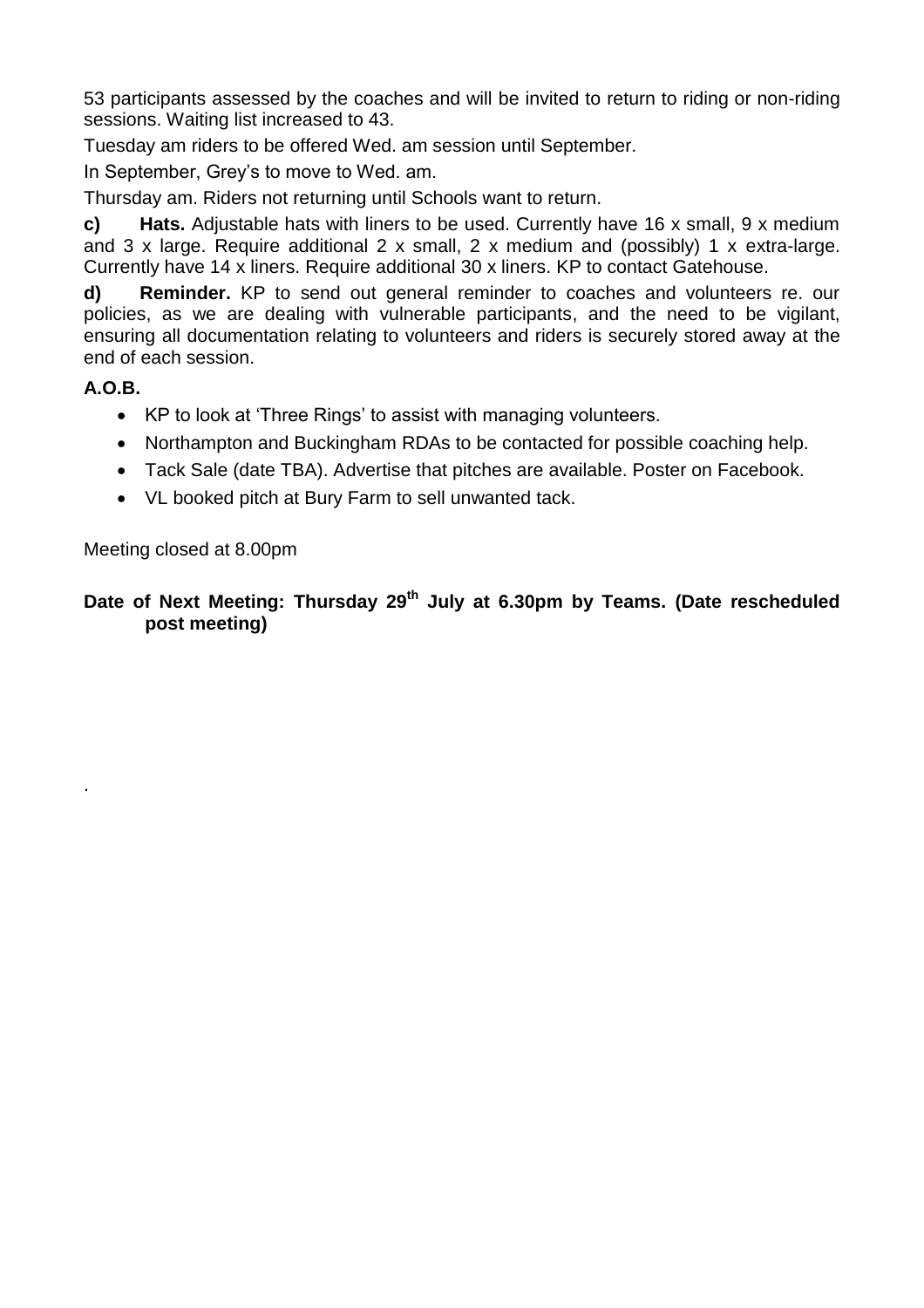53 participants assessed by the coaches and will be invited to return to riding or non-riding sessions. Waiting list increased to 43.

Tuesday am riders to be offered Wed. am session until September.

In September, Grey's to move to Wed. am.

Thursday am. Riders not returning until Schools want to return.

**c) Hats.** Adjustable hats with liners to be used. Currently have 16 x small, 9 x medium and 3 x large. Require additional 2 x small, 2 x medium and (possibly) 1 x extra-large. Currently have 14 x liners. Require additional 30 x liners. KP to contact Gatehouse.

**d) Reminder.** KP to send out general reminder to coaches and volunteers re. our policies, as we are dealing with vulnerable participants, and the need to be vigilant, ensuring all documentation relating to volunteers and riders is securely stored away at the end of each session.

**A.O.B.**

- KP to look at 'Three Rings' to assist with managing volunteers.
- Northampton and Buckingham RDAs to be contacted for possible coaching help.
- Tack Sale (date TBA). Advertise that pitches are available. Poster on Facebook.
- VL booked pitch at Bury Farm to sell unwanted tack.

Meeting closed at 8.00pm

**Date of Next Meeting: Thursday 29th July at 6.30pm by Teams. (Date rescheduled post meeting)**

.